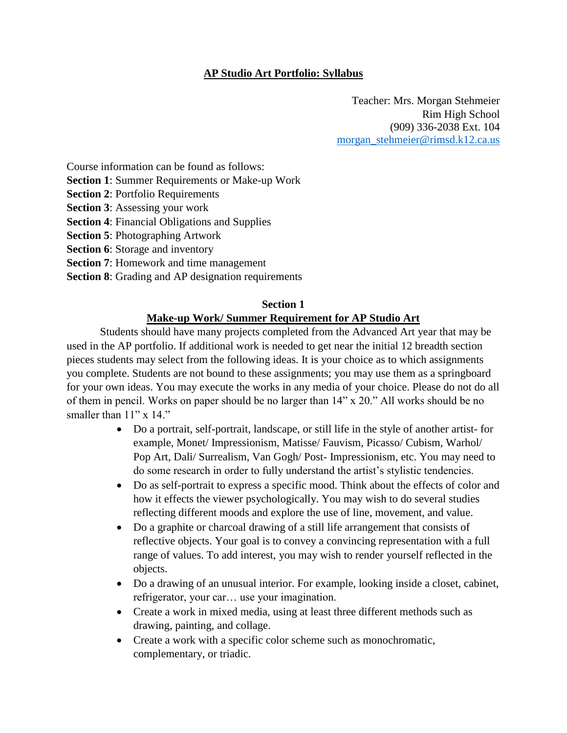# AP Studio Art Portfolio: Syllabus

Teacher: Mrs. Morgan Stehmeier
Rim High School
(909) 336-2038 Ext. 104
morgan_stehmeier@rimsd.k12.ca.us

Course information can be found as follows:

**Section 1**: Summer Requirements or Make-up Work
**Section 2**: Portfolio Requirements
**Section 3**: Assessing your work
**Section 4**: Financial Obligations and Supplies
**Section 5**: Photographing Artwork
**Section 6**: Storage and inventory
**Section 7**: Homework and time management
**Section 8**: Grading and AP designation requirements

## Section 1

## Make-up Work/ Summer Requirement for AP Studio Art

Students should have many projects completed from the Advanced Art year that may be used in the AP portfolio. If additional work is needed to get near the initial 12 breadth section pieces students may select from the following ideas. It is your choice as to which assignments you complete. Students are not bound to these assignments; you may use them as a springboard for your own ideas. You may execute the works in any media of your choice. Please do not do all of them in pencil. Works on paper should be no larger than 14" x 20." All works should be no smaller than 11" x 14."

- Do a portrait, self-portrait, landscape, or still life in the style of another artist- for example, Monet/ Impressionism, Matisse/ Fauvism, Picasso/ Cubism, Warhol/ Pop Art, Dali/ Surrealism, Van Gogh/ Post- Impressionism, etc. You may need to do some research in order to fully understand the artist's stylistic tendencies.
- Do as self-portrait to express a specific mood. Think about the effects of color and how it effects the viewer psychologically. You may wish to do several studies reflecting different moods and explore the use of line, movement, and value.
- Do a graphite or charcoal drawing of a still life arrangement that consists of reflective objects. Your goal is to convey a convincing representation with a full range of values. To add interest, you may wish to render yourself reflected in the objects.
- Do a drawing of an unusual interior. For example, looking inside a closet, cabinet, refrigerator, your car… use your imagination.
- Create a work in mixed media, using at least three different methods such as drawing, painting, and collage.
- Create a work with a specific color scheme such as monochromatic, complementary, or triadic.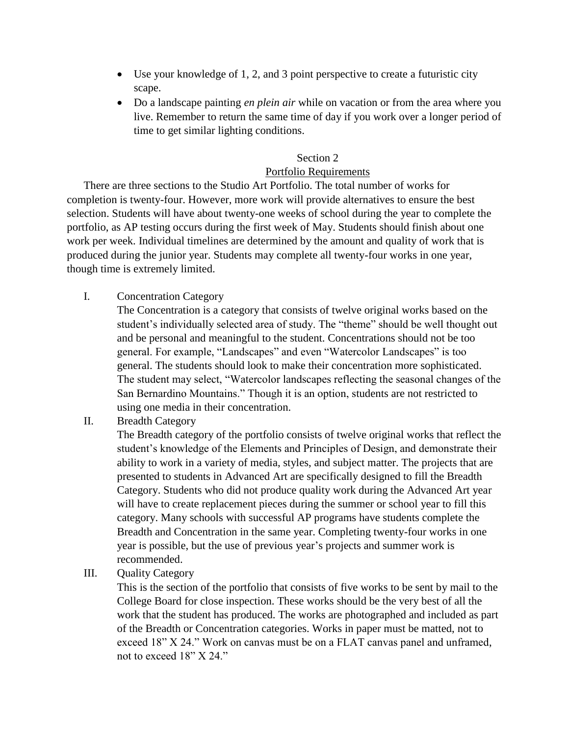- Use your knowledge of 1, 2, and 3 point perspective to create a futuristic city scape.
- Do a landscape painting *en plein air* while on vacation or from the area where you live. Remember to return the same time of day if you work over a longer period of time to get similar lighting conditions.

## Section 2
## Portfolio Requirements

There are three sections to the Studio Art Portfolio. The total number of works for completion is twenty-four. However, more work will provide alternatives to ensure the best selection. Students will have about twenty-one weeks of school during the year to complete the portfolio, as AP testing occurs during the first week of May. Students should finish about one work per week. Individual timelines are determined by the amount and quality of work that is produced during the junior year. Students may complete all twenty-four works in one year, though time is extremely limited.

I. Concentration Category

The Concentration is a category that consists of twelve original works based on the student's individually selected area of study. The "theme" should be well thought out and be personal and meaningful to the student. Concentrations should not be too general. For example, "Landscapes" and even "Watercolor Landscapes" is too general. The students should look to make their concentration more sophisticated. The student may select, "Watercolor landscapes reflecting the seasonal changes of the San Bernardino Mountains." Though it is an option, students are not restricted to using one media in their concentration.

II. Breadth Category

The Breadth category of the portfolio consists of twelve original works that reflect the student's knowledge of the Elements and Principles of Design, and demonstrate their ability to work in a variety of media, styles, and subject matter. The projects that are presented to students in Advanced Art are specifically designed to fill the Breadth Category. Students who did not produce quality work during the Advanced Art year will have to create replacement pieces during the summer or school year to fill this category. Many schools with successful AP programs have students complete the Breadth and Concentration in the same year. Completing twenty-four works in one year is possible, but the use of previous year's projects and summer work is recommended.

III. Quality Category

This is the section of the portfolio that consists of five works to be sent by mail to the College Board for close inspection. These works should be the very best of all the work that the student has produced. The works are photographed and included as part of the Breadth or Concentration categories. Works in paper must be matted, not to exceed 18" X 24." Work on canvas must be on a FLAT canvas panel and unframed, not to exceed 18" X 24."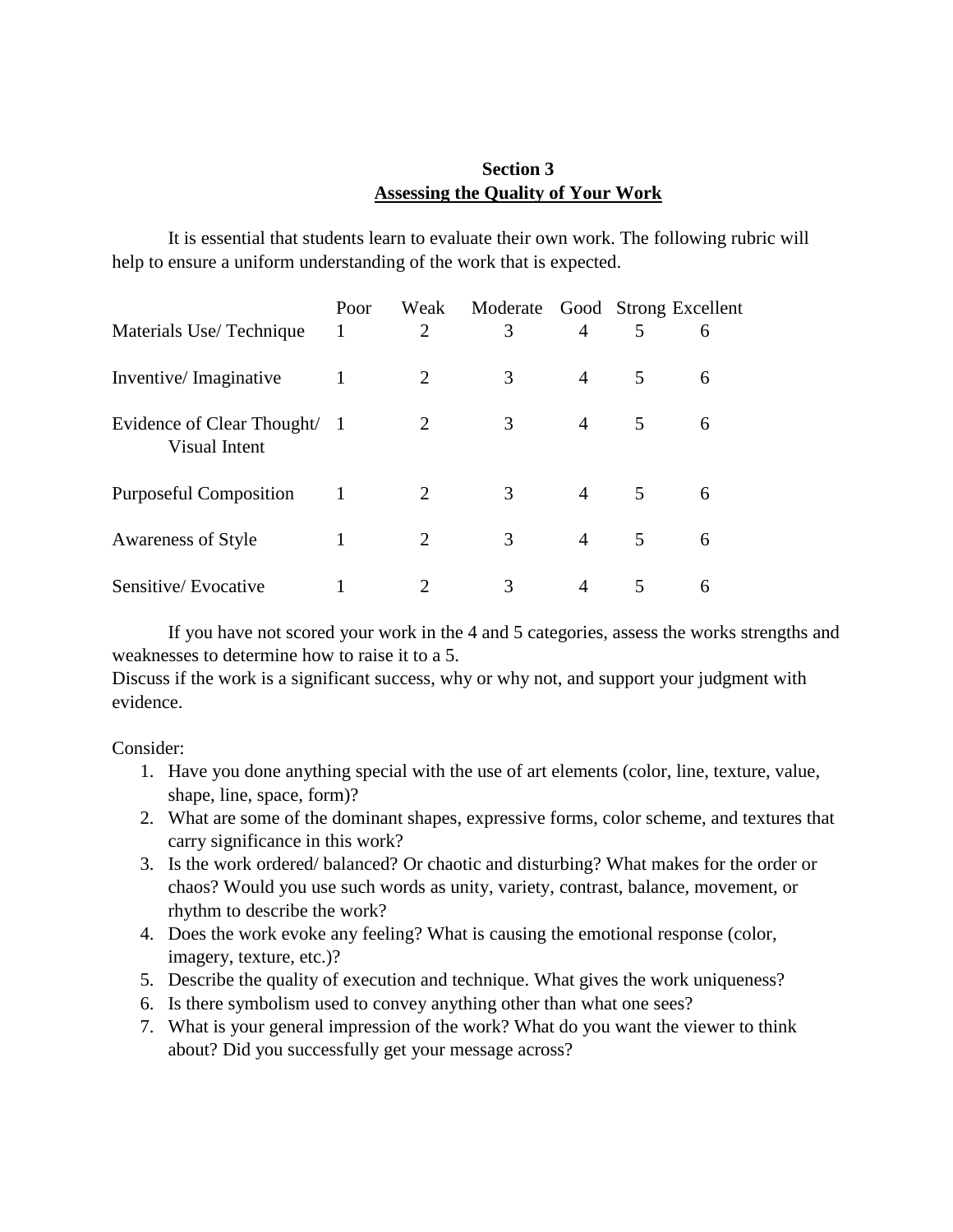## Section 3
## <u>Assessing the Quality of Your Work</u>

It is essential that students learn to evaluate their own work. The following rubric will help to ensure a uniform understanding of the work that is expected.

| | Poor | Weak | Moderate | Good | Strong | Excellent |
|---|---|---|---|---|---|---|
| Materials Use/ Technique | 1 | 2 | 3 | 4 | 5 | 6 |
| Inventive/ Imaginative | 1 | 2 | 3 | 4 | 5 | 6 |
| Evidence of Clear Thought/ Visual Intent | 1 | 2 | 3 | 4 | 5 | 6 |
| Purposeful Composition | 1 | 2 | 3 | 4 | 5 | 6 |
| Awareness of Style | 1 | 2 | 3 | 4 | 5 | 6 |
| Sensitive/ Evocative | 1 | 2 | 3 | 4 | 5 | 6 |

If you have not scored your work in the 4 and 5 categories, assess the works strengths and weaknesses to determine how to raise it to a 5.

Discuss if the work is a significant success, why or why not, and support your judgment with evidence.

Consider:

1. Have you done anything special with the use of art elements (color, line, texture, value, shape, line, space, form)?
2. What are some of the dominant shapes, expressive forms, color scheme, and textures that carry significance in this work?
3. Is the work ordered/ balanced? Or chaotic and disturbing? What makes for the order or chaos? Would you use such words as unity, variety, contrast, balance, movement, or rhythm to describe the work?
4. Does the work evoke any feeling? What is causing the emotional response (color, imagery, texture, etc.)?
5. Describe the quality of execution and technique. What gives the work uniqueness?
6. Is there symbolism used to convey anything other than what one sees?
7. What is your general impression of the work? What do you want the viewer to think about? Did you successfully get your message across?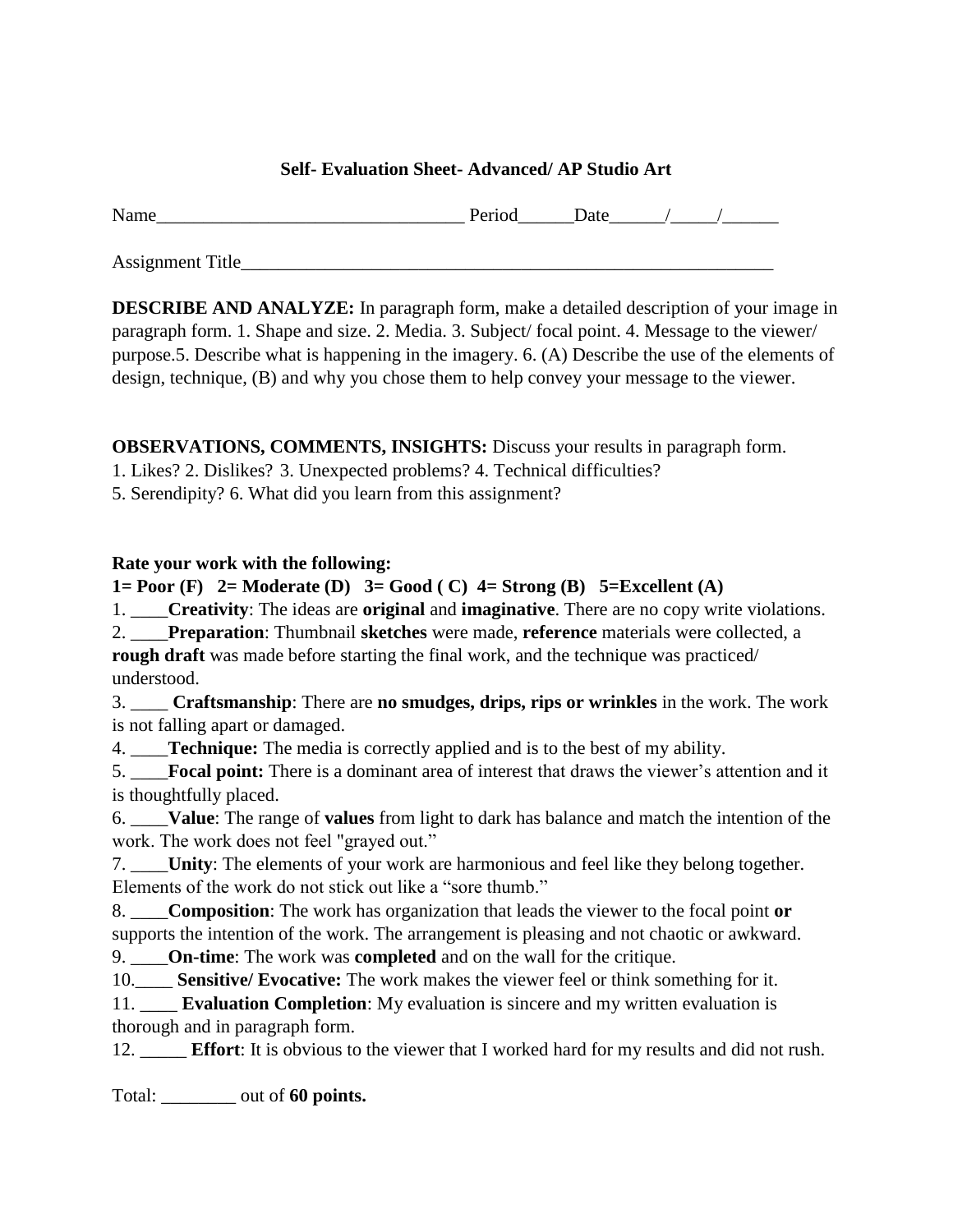**Self- Evaluation Sheet- Advanced/ AP Studio Art**

Name_________________________________ Period______Date______/_____/______

Assignment Title____________________________________________________________

**DESCRIBE AND ANALYZE:** In paragraph form, make a detailed description of your image in paragraph form. 1. Shape and size. 2. Media. 3. Subject/ focal point. 4. Message to the viewer/ purpose.5. Describe what is happening in the imagery. 6. (A) Describe the use of the elements of design, technique, (B) and why you chose them to help convey your message to the viewer.

**OBSERVATIONS, COMMENTS, INSIGHTS:** Discuss your results in paragraph form.
1. Likes? 2. Dislikes? 3. Unexpected problems? 4. Technical difficulties?
5. Serendipity? 6. What did you learn from this assignment?

**Rate your work with the following:**
**1= Poor (F) 2= Moderate (D) 3= Good ( C) 4= Strong (B) 5=Excellent (A)**

1. ____**Creativity**: The ideas are **original** and **imaginative**. There are no copy write violations.
2. ____**Preparation**: Thumbnail **sketches** were made, **reference** materials were collected, a **rough draft** was made before starting the final work, and the technique was practiced/ understood.
3. ____ **Craftsmanship**: There are **no smudges, drips, rips or wrinkles** in the work. The work is not falling apart or damaged.
4. ____**Technique:** The media is correctly applied and is to the best of my ability.
5. ____**Focal point:** There is a dominant area of interest that draws the viewer's attention and it is thoughtfully placed.
6. ____**Value**: The range of **values** from light to dark has balance and match the intention of the work. The work does not feel "grayed out."
7. ____**Unity**: The elements of your work are harmonious and feel like they belong together. Elements of the work do not stick out like a "sore thumb."
8. ____**Composition**: The work has organization that leads the viewer to the focal point **or** supports the intention of the work. The arrangement is pleasing and not chaotic or awkward.
9. ____**On-time**: The work was **completed** and on the wall for the critique.
10. ____ **Sensitive/ Evocative:** The work makes the viewer feel or think something for it.
11. ____ **Evaluation Completion**: My evaluation is sincere and my written evaluation is thorough and in paragraph form.
12. _____ **Effort**: It is obvious to the viewer that I worked hard for my results and did not rush.

Total: ________ out of **60 points.**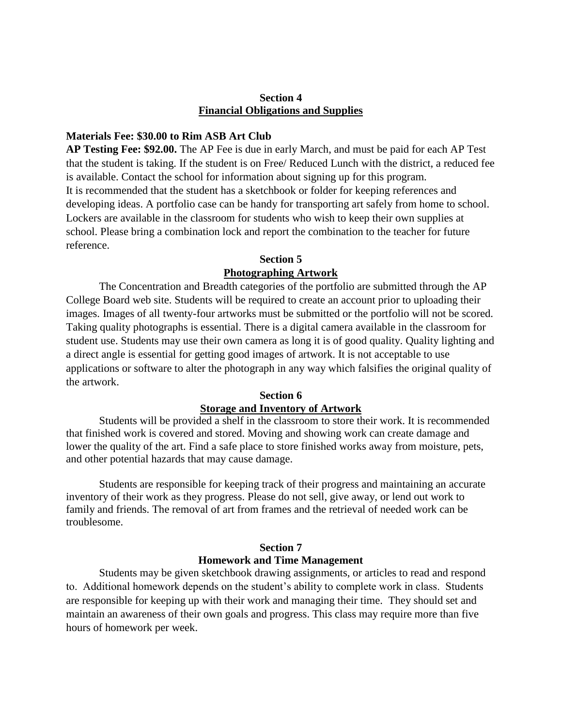## Section 4
## Financial Obligations and Supplies

**Materials Fee: $30.00 to Rim ASB Art Club**

**AP Testing Fee: $92.00.** The AP Fee is due in early March, and must be paid for each AP Test that the student is taking. If the student is on Free/ Reduced Lunch with the district, a reduced fee is available. Contact the school for information about signing up for this program.

It is recommended that the student has a sketchbook or folder for keeping references and developing ideas. A portfolio case can be handy for transporting art safely from home to school. Lockers are available in the classroom for students who wish to keep their own supplies at school. Please bring a combination lock and report the combination to the teacher for future reference.

## Section 5
## Photographing Artwork

The Concentration and Breadth categories of the portfolio are submitted through the AP College Board web site. Students will be required to create an account prior to uploading their images. Images of all twenty-four artworks must be submitted or the portfolio will not be scored. Taking quality photographs is essential. There is a digital camera available in the classroom for student use. Students may use their own camera as long it is of good quality. Quality lighting and a direct angle is essential for getting good images of artwork. It is not acceptable to use applications or software to alter the photograph in any way which falsifies the original quality of the artwork.

## Section 6
## Storage and Inventory of Artwork

Students will be provided a shelf in the classroom to store their work. It is recommended that finished work is covered and stored. Moving and showing work can create damage and lower the quality of the art. Find a safe place to store finished works away from moisture, pets, and other potential hazards that may cause damage.

Students are responsible for keeping track of their progress and maintaining an accurate inventory of their work as they progress. Please do not sell, give away, or lend out work to family and friends. The removal of art from frames and the retrieval of needed work can be troublesome.

## Section 7
## Homework and Time Management

Students may be given sketchbook drawing assignments, or articles to read and respond to. Additional homework depends on the student's ability to complete work in class. Students are responsible for keeping up with their work and managing their time. They should set and maintain an awareness of their own goals and progress. This class may require more than five hours of homework per week.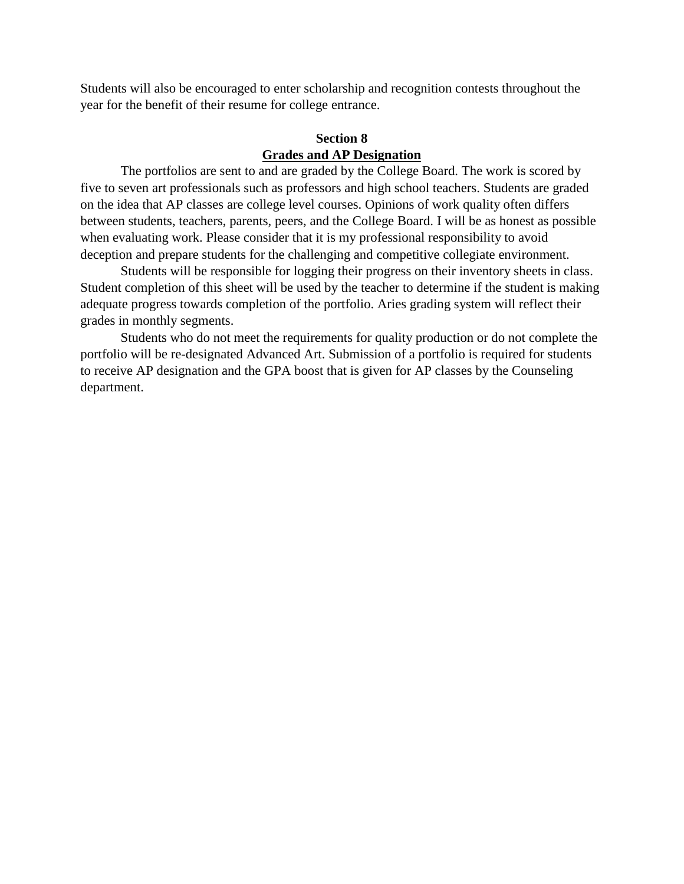Students will also be encouraged to enter scholarship and recognition contests throughout the year for the benefit of their resume for college entrance.

## Section 8
## <u>Grades and AP Designation</u>

The portfolios are sent to and are graded by the College Board. The work is scored by five to seven art professionals such as professors and high school teachers. Students are graded on the idea that AP classes are college level courses. Opinions of work quality often differs between students, teachers, parents, peers, and the College Board. I will be as honest as possible when evaluating work. Please consider that it is my professional responsibility to avoid deception and prepare students for the challenging and competitive collegiate environment.

Students will be responsible for logging their progress on their inventory sheets in class. Student completion of this sheet will be used by the teacher to determine if the student is making adequate progress towards completion of the portfolio. Aries grading system will reflect their grades in monthly segments.

Students who do not meet the requirements for quality production or do not complete the portfolio will be re-designated Advanced Art. Submission of a portfolio is required for students to receive AP designation and the GPA boost that is given for AP classes by the Counseling department.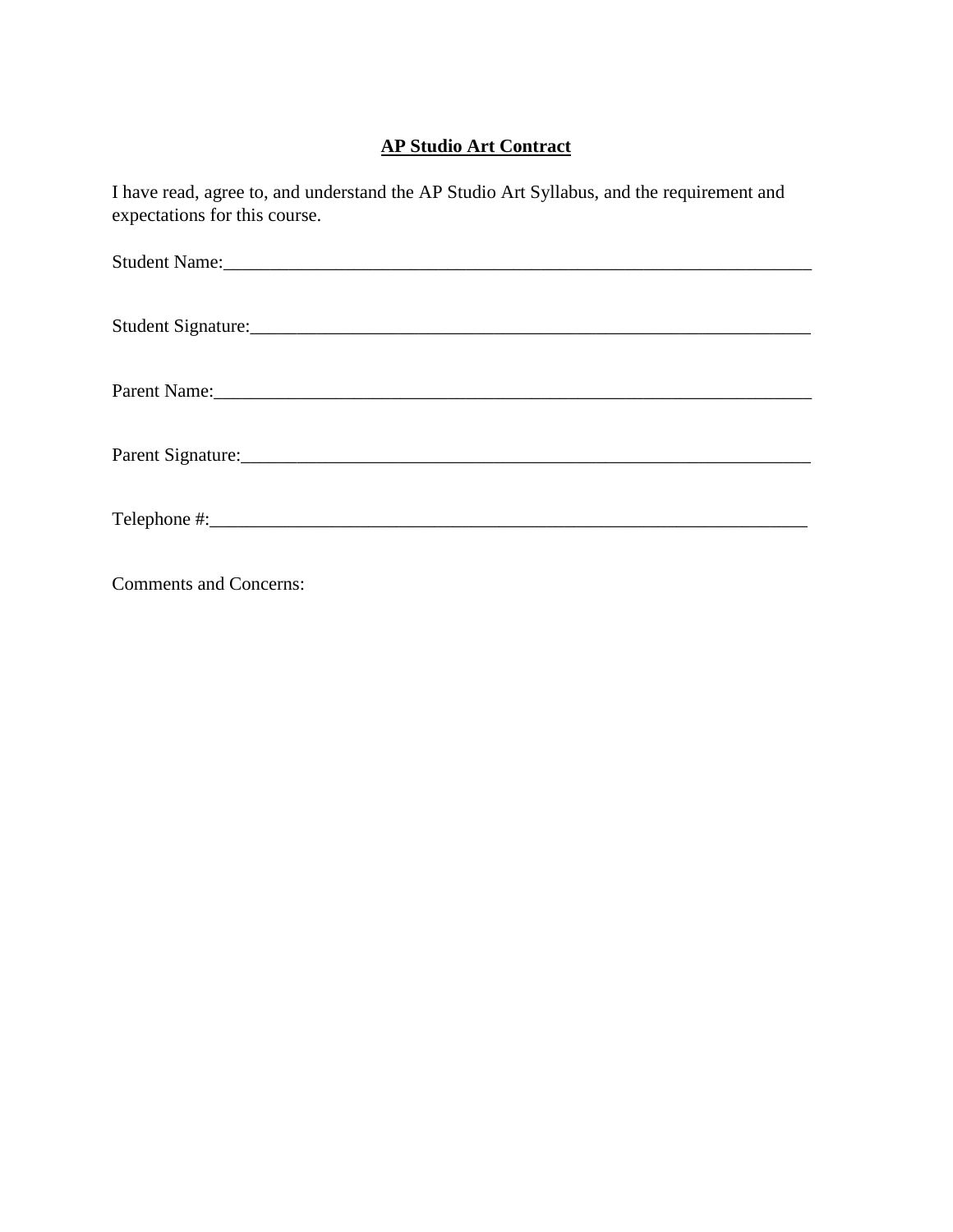**AP Studio Art Contract**

I have read, agree to, and understand the AP Studio Art Syllabus, and the requirement and expectations for this course.

Student Name:_________________________________________________________________

Student Signature:______________________________________________________________

Parent Name:__________________________________________________________________

Parent Signature:_______________________________________________________________

Telephone #:___________________________________________________________________

Comments and Concerns: